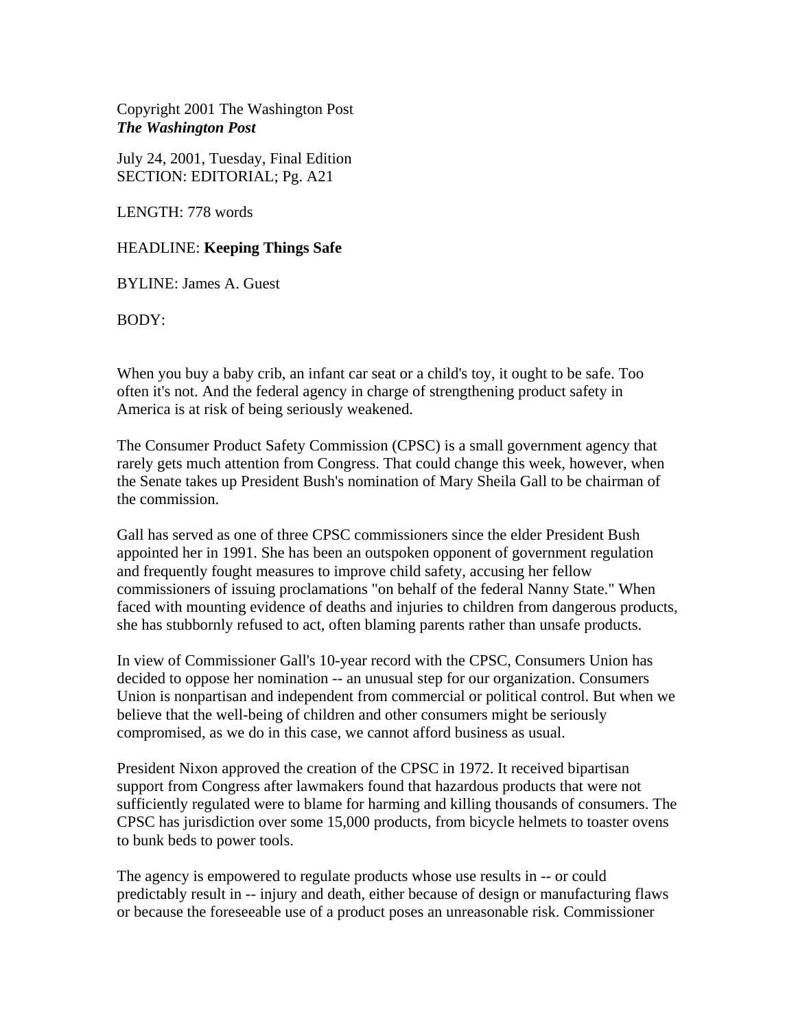Copyright 2001 The Washington Post
***The Washington Post***

July 24, 2001, Tuesday, Final Edition
SECTION: EDITORIAL; Pg. A21

LENGTH: 778 words

HEADLINE: **Keeping Things Safe**

BYLINE: James A. Guest

BODY:

When you buy a baby crib, an infant car seat or a child's toy, it ought to be safe. Too often it's not. And the federal agency in charge of strengthening product safety in America is at risk of being seriously weakened.

The Consumer Product Safety Commission (CPSC) is a small government agency that rarely gets much attention from Congress. That could change this week, however, when the Senate takes up President Bush's nomination of Mary Sheila Gall to be chairman of the commission.

Gall has served as one of three CPSC commissioners since the elder President Bush appointed her in 1991. She has been an outspoken opponent of government regulation and frequently fought measures to improve child safety, accusing her fellow commissioners of issuing proclamations "on behalf of the federal Nanny State." When faced with mounting evidence of deaths and injuries to children from dangerous products, she has stubbornly refused to act, often blaming parents rather than unsafe products.

In view of Commissioner Gall's 10-year record with the CPSC, Consumers Union has decided to oppose her nomination -- an unusual step for our organization. Consumers Union is nonpartisan and independent from commercial or political control. But when we believe that the well-being of children and other consumers might be seriously compromised, as we do in this case, we cannot afford business as usual.

President Nixon approved the creation of the CPSC in 1972. It received bipartisan support from Congress after lawmakers found that hazardous products that were not sufficiently regulated were to blame for harming and killing thousands of consumers. The CPSC has jurisdiction over some 15,000 products, from bicycle helmets to toaster ovens to bunk beds to power tools.

The agency is empowered to regulate products whose use results in -- or could predictably result in -- injury and death, either because of design or manufacturing flaws or because the foreseeable use of a product poses an unreasonable risk. Commissioner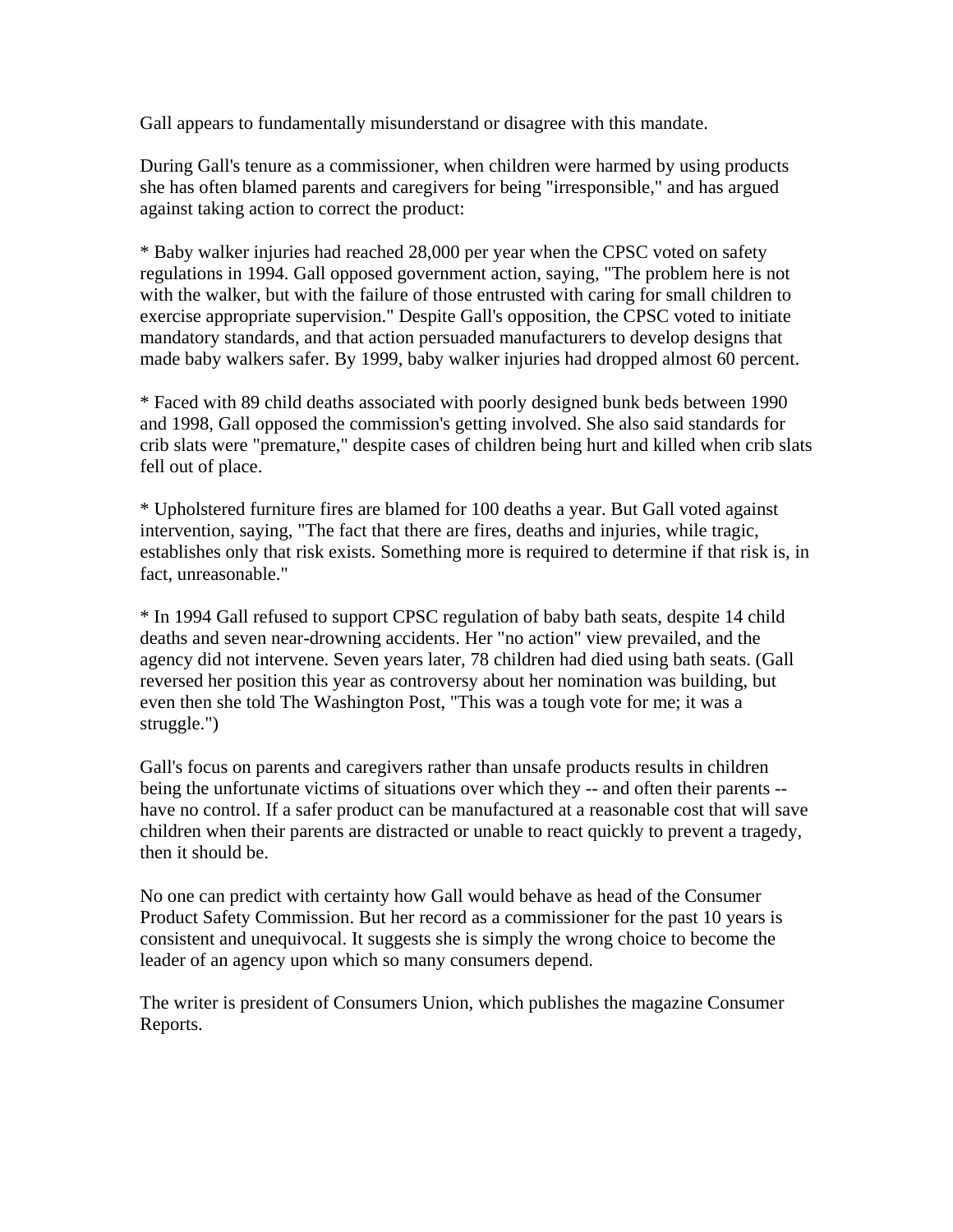Gall appears to fundamentally misunderstand or disagree with this mandate.

During Gall's tenure as a commissioner, when children were harmed by using products she has often blamed parents and caregivers for being "irresponsible," and has argued against taking action to correct the product:

* Baby walker injuries had reached 28,000 per year when the CPSC voted on safety regulations in 1994. Gall opposed government action, saying, "The problem here is not with the walker, but with the failure of those entrusted with caring for small children to exercise appropriate supervision." Despite Gall's opposition, the CPSC voted to initiate mandatory standards, and that action persuaded manufacturers to develop designs that made baby walkers safer. By 1999, baby walker injuries had dropped almost 60 percent.

* Faced with 89 child deaths associated with poorly designed bunk beds between 1990 and 1998, Gall opposed the commission's getting involved. She also said standards for crib slats were "premature," despite cases of children being hurt and killed when crib slats fell out of place.

* Upholstered furniture fires are blamed for 100 deaths a year. But Gall voted against intervention, saying, "The fact that there are fires, deaths and injuries, while tragic, establishes only that risk exists. Something more is required to determine if that risk is, in fact, unreasonable."

* In 1994 Gall refused to support CPSC regulation of baby bath seats, despite 14 child deaths and seven near-drowning accidents. Her "no action" view prevailed, and the agency did not intervene. Seven years later, 78 children had died using bath seats. (Gall reversed her position this year as controversy about her nomination was building, but even then she told The Washington Post, "This was a tough vote for me; it was a struggle.")

Gall's focus on parents and caregivers rather than unsafe products results in children being the unfortunate victims of situations over which they -- and often their parents -- have no control. If a safer product can be manufactured at a reasonable cost that will save children when their parents are distracted or unable to react quickly to prevent a tragedy, then it should be.

No one can predict with certainty how Gall would behave as head of the Consumer Product Safety Commission. But her record as a commissioner for the past 10 years is consistent and unequivocal. It suggests she is simply the wrong choice to become the leader of an agency upon which so many consumers depend.

The writer is president of Consumers Union, which publishes the magazine Consumer Reports.